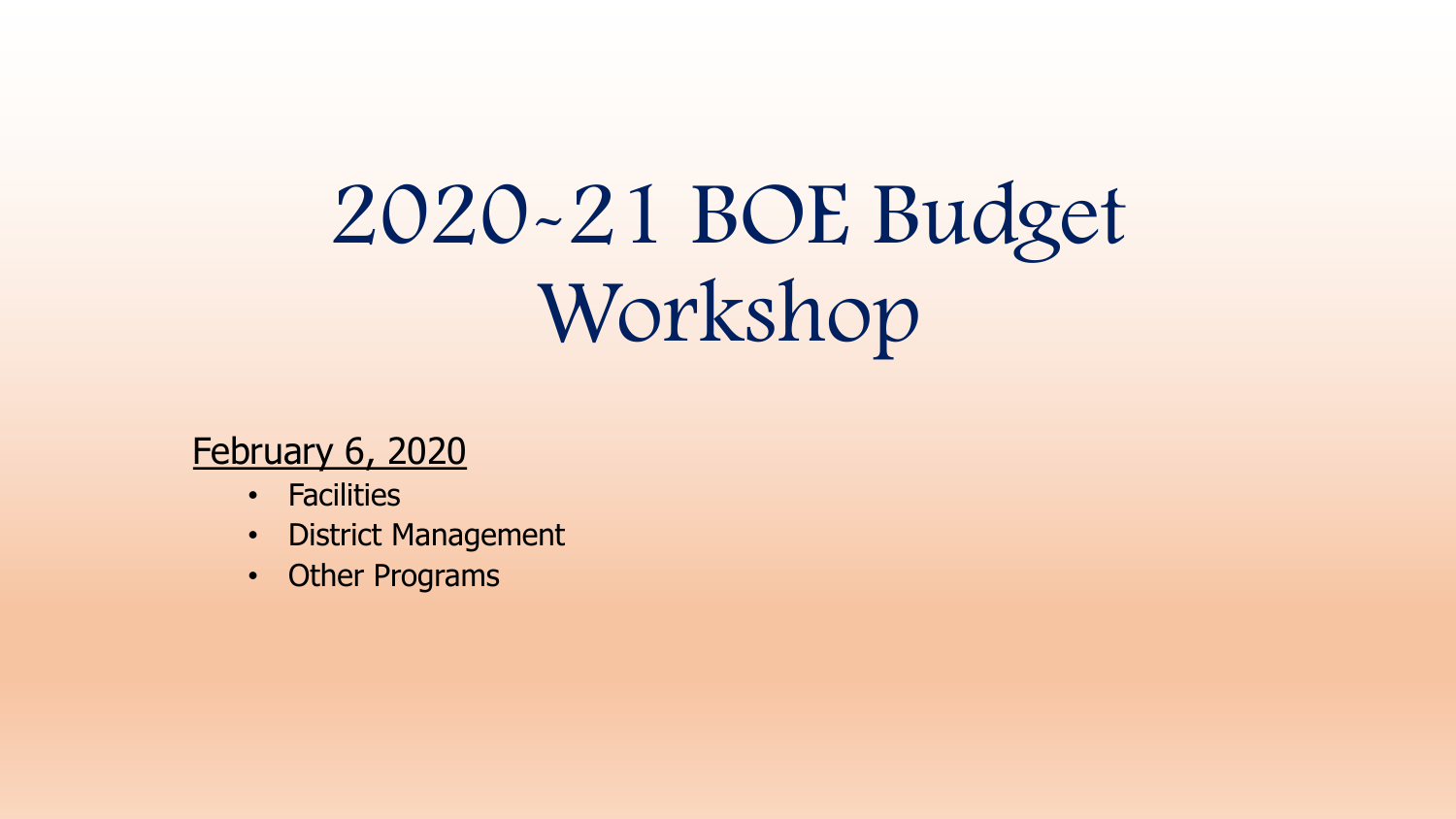# 2020-21 BOE Budget Workshop

<u>February 6, 2020</u>

- Facilities
- District Management
- Other Programs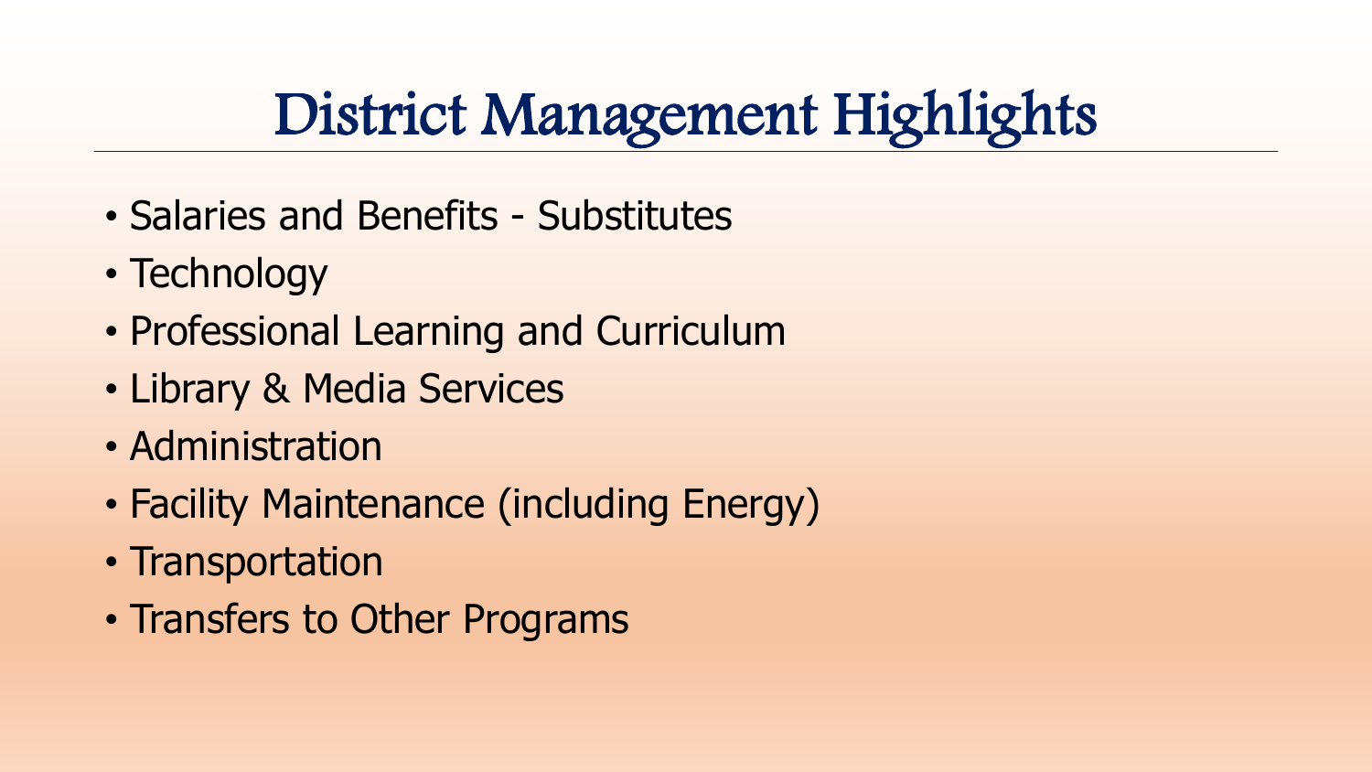# District Management Highlights

- Salaries and Benefits - Substitutes
- Technology
- Professional Learning and Curriculum
- Library & Media Services
- Administration
- Facility Maintenance (including Energy)
- Transportation
- Transfers to Other Programs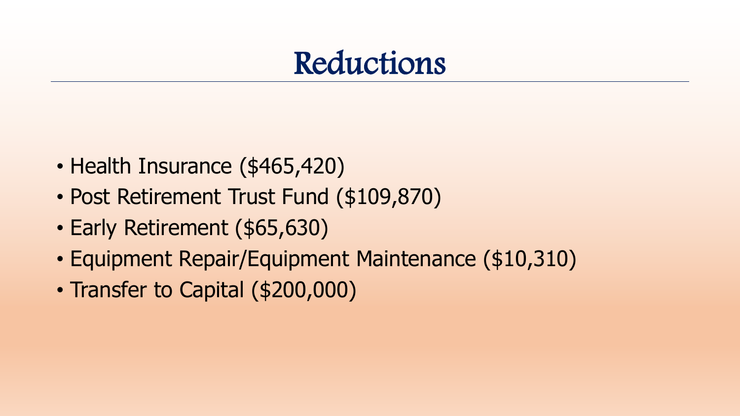# Reductions

- Health Insurance ($465,420)
- Post Retirement Trust Fund ($109,870)
- Early Retirement ($65,630)
- Equipment Repair/Equipment Maintenance ($10,310)
- Transfer to Capital ($200,000)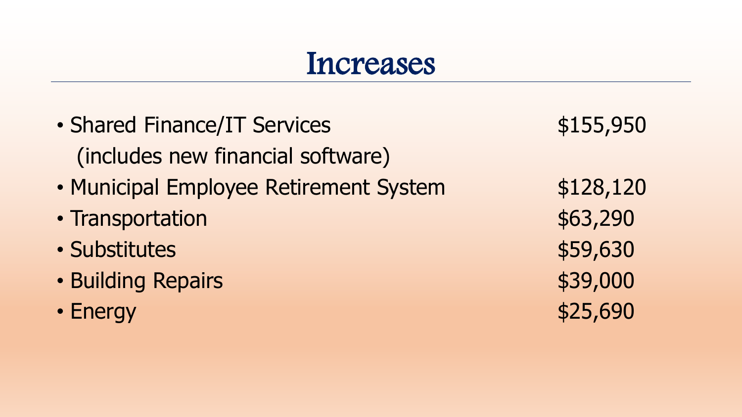# Increases

| Item | Amount |
| --- | --- |
| Shared Finance/IT Services (includes new financial software) | $155,950 |
| Municipal Employee Retirement System | $128,120 |
| Transportation | $63,290 |
| Substitutes | $59,630 |
| Building Repairs | $39,000 |
| Energy | $25,690 |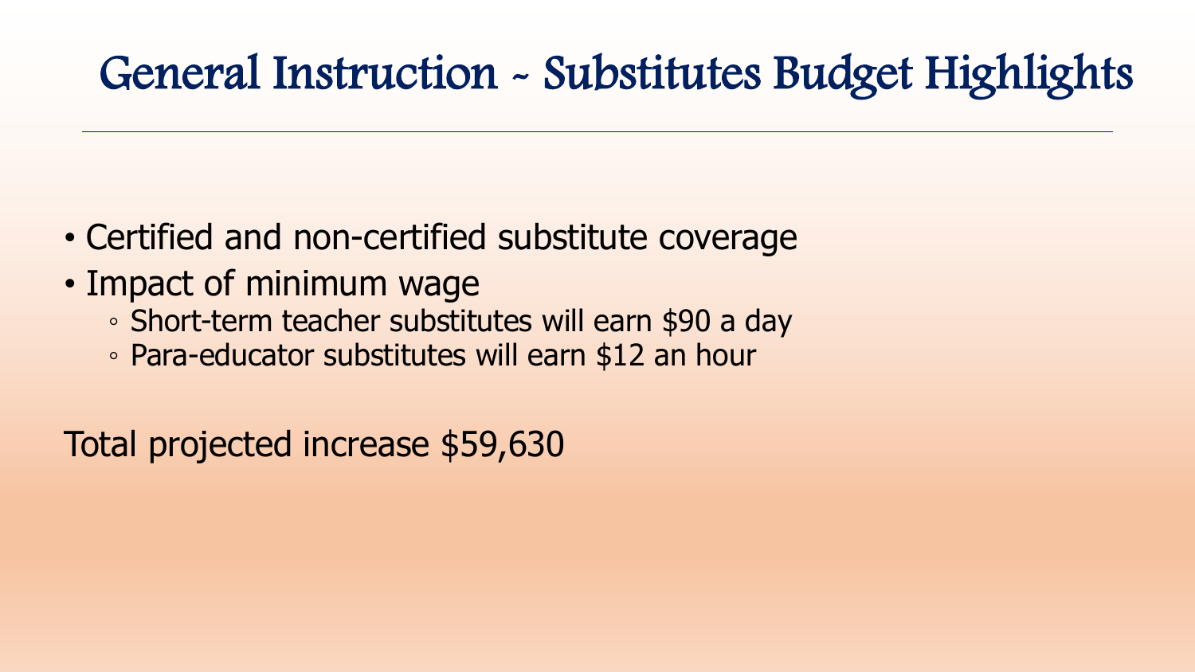# General Instruction ~ Substitutes Budget Highlights

- Certified and non-certified substitute coverage
- Impact of minimum wage
  - Short-term teacher substitutes will earn $90 a day
  - Para-educator substitutes will earn $12 an hour

Total projected increase $59,630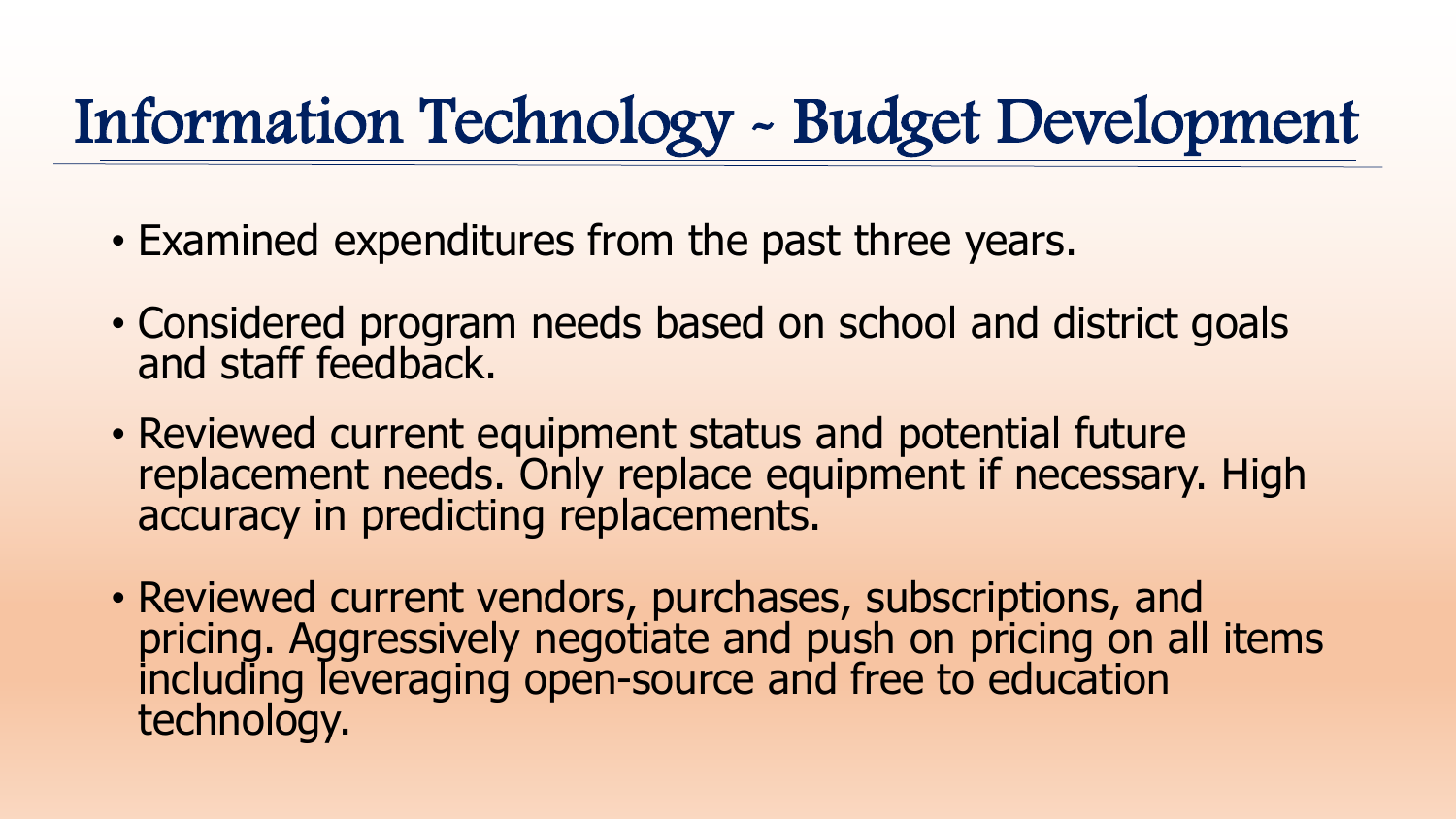# Information Technology ~ Budget Development

- Examined expenditures from the past three years.
- Considered program needs based on school and district goals and staff feedback.
- Reviewed current equipment status and potential future replacement needs. Only replace equipment if necessary. High accuracy in predicting replacements.
- Reviewed current vendors, purchases, subscriptions, and pricing. Aggressively negotiate and push on pricing on all items including leveraging open-source and free to education technology.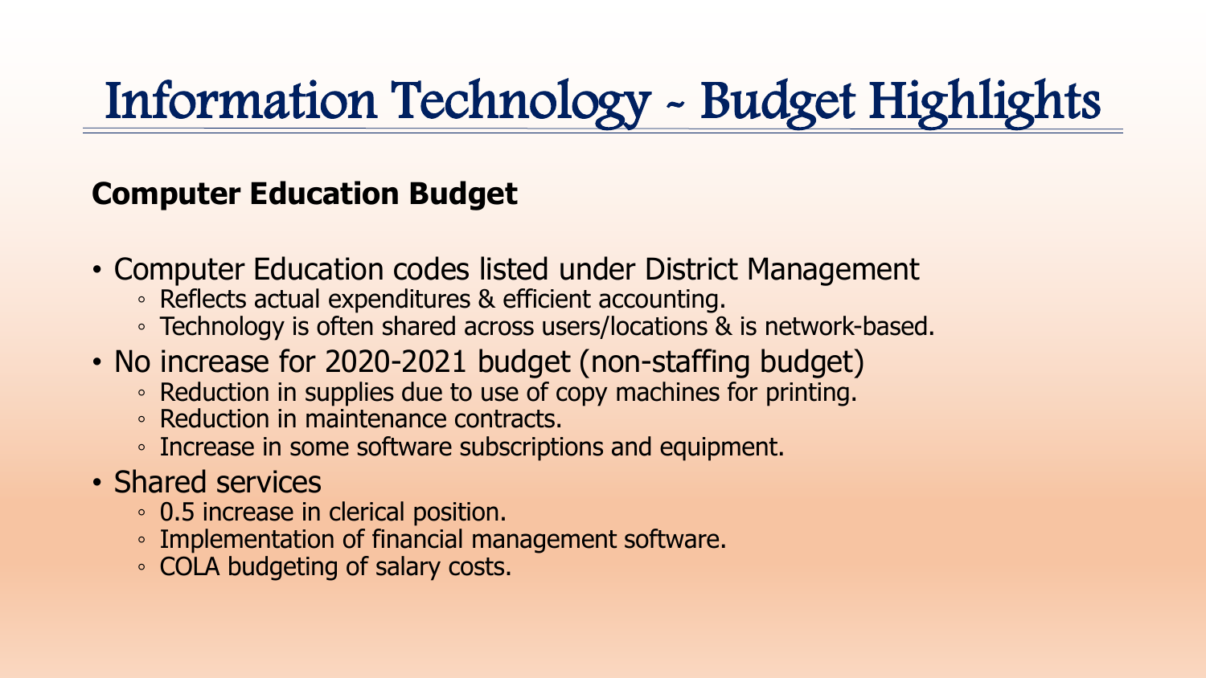# Information Technology ~ Budget Highlights

**Computer Education Budget**

- Computer Education codes listed under District Management
  - Reflects actual expenditures & efficient accounting.
  - Technology is often shared across users/locations & is network-based.
- No increase for 2020-2021 budget (non-staffing budget)
  - Reduction in supplies due to use of copy machines for printing.
  - Reduction in maintenance contracts.
  - Increase in some software subscriptions and equipment.
- Shared services
  - 0.5 increase in clerical position.
  - Implementation of financial management software.
  - COLA budgeting of salary costs.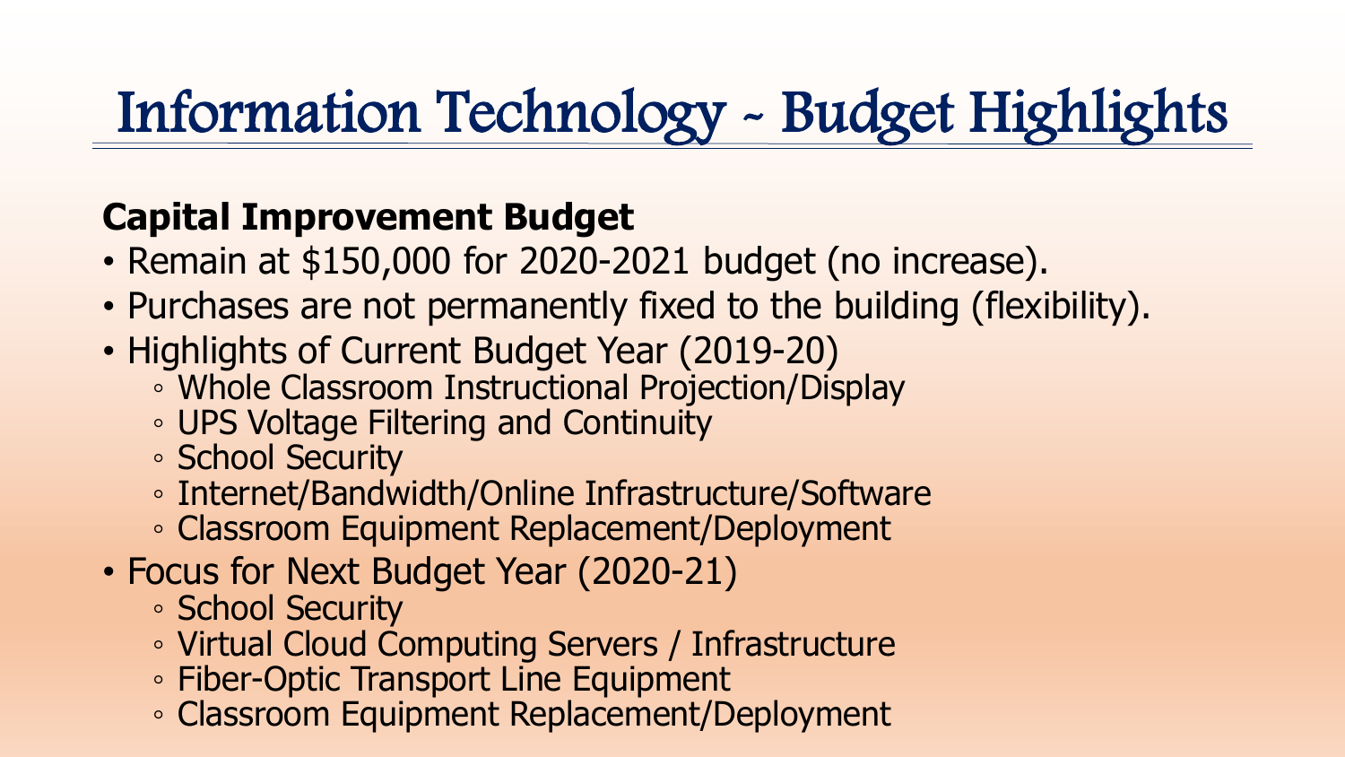# Information Technology ~ Budget Highlights

**Capital Improvement Budget**

- Remain at $150,000 for 2020-2021 budget (no increase).
- Purchases are not permanently fixed to the building (flexibility).
- Highlights of Current Budget Year (2019-20)
  - Whole Classroom Instructional Projection/Display
  - UPS Voltage Filtering and Continuity
  - School Security
  - Internet/Bandwidth/Online Infrastructure/Software
  - Classroom Equipment Replacement/Deployment
- Focus for Next Budget Year (2020-21)
  - School Security
  - Virtual Cloud Computing Servers / Infrastructure
  - Fiber-Optic Transport Line Equipment
  - Classroom Equipment Replacement/Deployment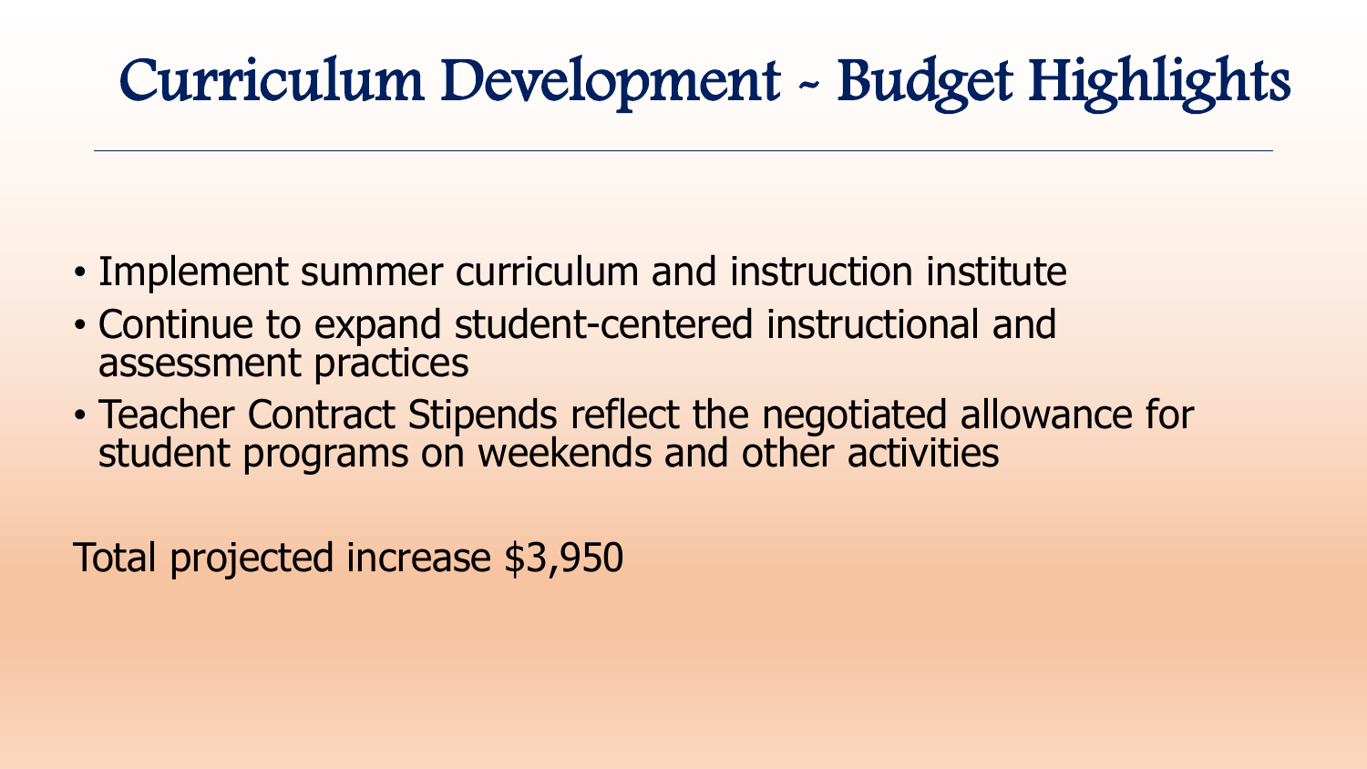# Curriculum Development ~ Budget Highlights

- Implement summer curriculum and instruction institute
- Continue to expand student-centered instructional and assessment practices
- Teacher Contract Stipends reflect the negotiated allowance for student programs on weekends and other activities

Total projected increase $3,950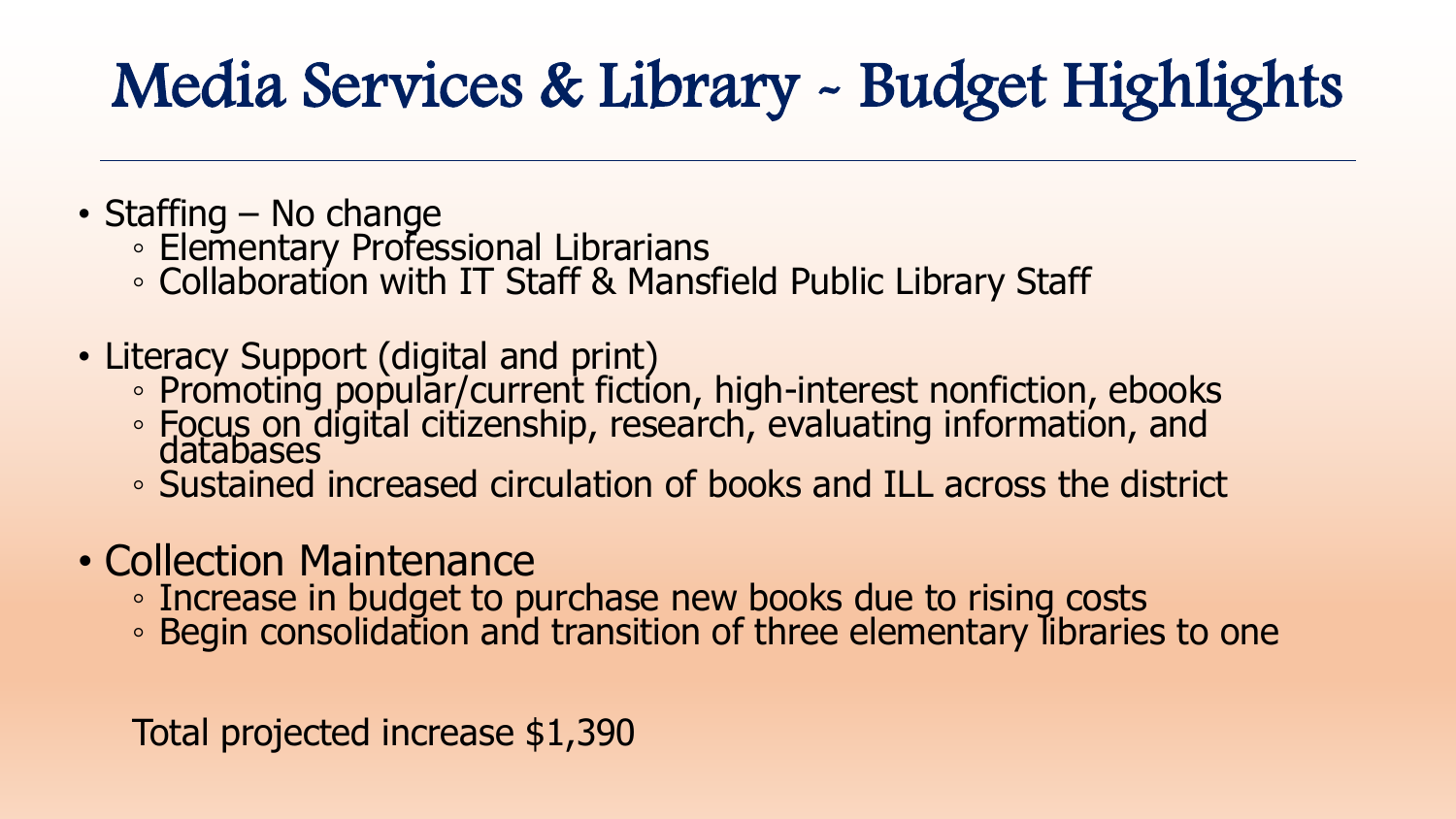# Media Services & Library ~ Budget Highlights

- Staffing – No change
  - Elementary Professional Librarians
  - Collaboration with IT Staff & Mansfield Public Library Staff
- Literacy Support (digital and print)
  - Promoting popular/current fiction, high-interest nonfiction, ebooks
  - Focus on digital citizenship, research, evaluating information, and databases
  - Sustained increased circulation of books and ILL across the district
- Collection Maintenance
  - Increase in budget to purchase new books due to rising costs
  - Begin consolidation and transition of three elementary libraries to one

Total projected increase $1,390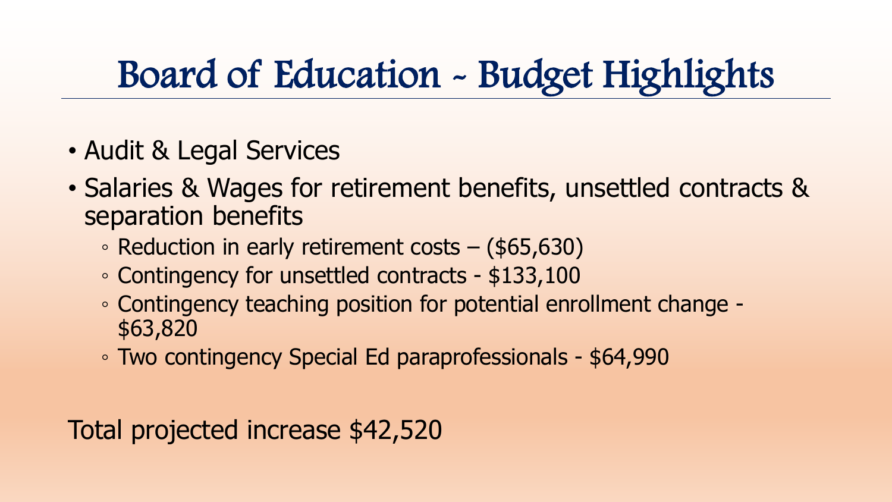# Board of Education ~ Budget Highlights

- Audit & Legal Services
- Salaries & Wages for retirement benefits, unsettled contracts & separation benefits
  - Reduction in early retirement costs – ($65,630)
  - Contingency for unsettled contracts - $133,100
  - Contingency teaching position for potential enrollment change - $63,820
  - Two contingency Special Ed paraprofessionals - $64,990

Total projected increase $42,520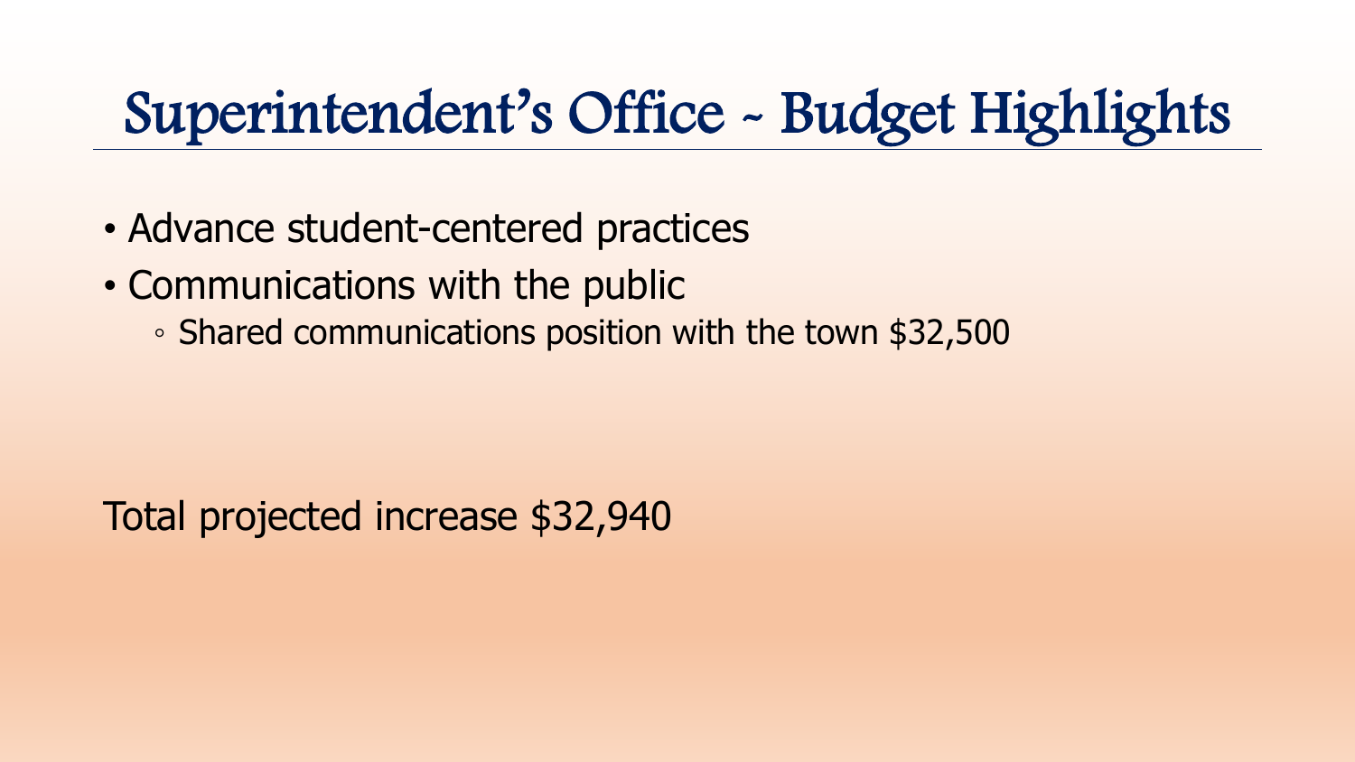# Superintendent's Office ~ Budget Highlights

- Advance student-centered practices
- Communications with the public
  - Shared communications position with the town $32,500

Total projected increase $32,940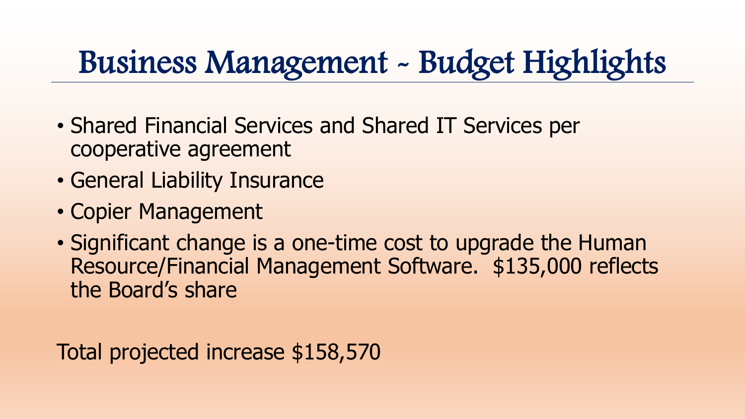# Business Management ~ Budget Highlights

- Shared Financial Services and Shared IT Services per cooperative agreement
- General Liability Insurance
- Copier Management
- Significant change is a one-time cost to upgrade the Human Resource/Financial Management Software. $135,000 reflects the Board's share

Total projected increase $158,570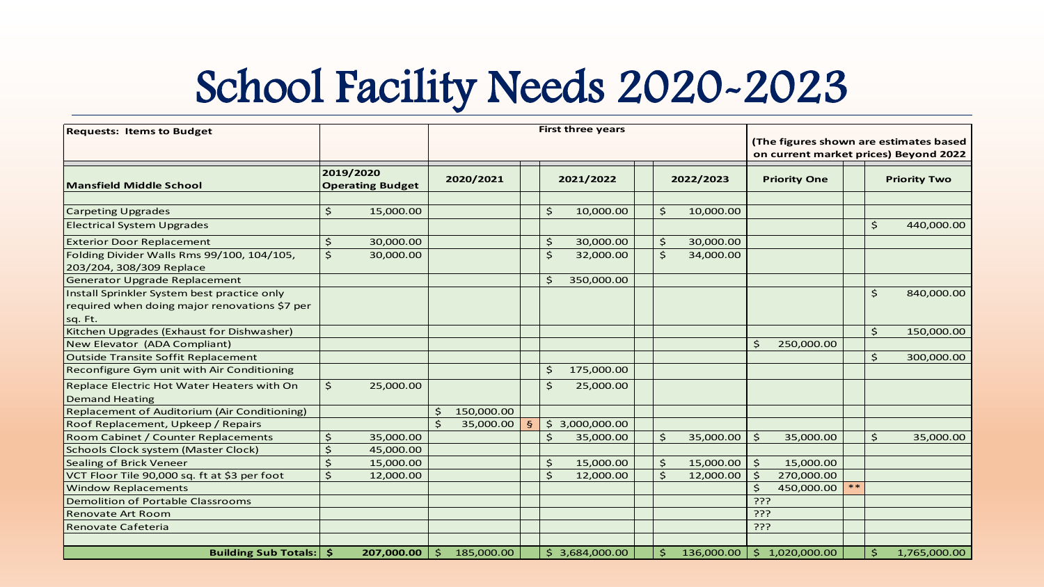# School Facility Needs 2020-2023

| Requests: Items to Budget | | First three years | | | | | (The figures shown are estimates based on current market prices) Beyond 2022 | | |
|---|---|---|---|---|---|---|---|---|---|
| **Mansfield Middle School** | **2019/2020 Operating Budget** | **2020/2021** | | **2021/2022** | | **2022/2023** | **Priority One** | | **Priority Two** |
| Carpeting Upgrades | $ 15,000.00 | | | $ 10,000.00 | | $ 10,000.00 | | | |
| Electrical System Upgrades | | | | | | | | | $ 440,000.00 |
| Exterior Door Replacement | $ 30,000.00 | | | $ 30,000.00 | | $ 30,000.00 | | | |
| Folding Divider Walls Rms 99/100, 104/105, 203/204, 308/309 Replace | $ 30,000.00 | | | $ 32,000.00 | | $ 34,000.00 | | | |
| Generator Upgrade Replacement | | | | $ 350,000.00 | | | | | |
| Install Sprinkler System best practice only required when doing major renovations $7 per sq. Ft. | | | | | | | | | $ 840,000.00 |
| Kitchen Upgrades (Exhaust for Dishwasher) | | | | | | | | | $ 150,000.00 |
| New Elevator (ADA Compliant) | | | | | | | $ 250,000.00 | | |
| Outside Transite Soffit Replacement | | | | | | | | | $ 300,000.00 |
| Reconfigure Gym unit with Air Conditioning | | | | $ 175,000.00 | | | | | |
| Replace Electric Hot Water Heaters with On Demand Heating | $ 25,000.00 | | | $ 25,000.00 | | | | | |
| Replacement of Auditorium (Air Conditioning) | | $ 150,000.00 | | | | | | | |
| Roof Replacement, Upkeep / Repairs | | $ 35,000.00 | § | $ 3,000,000.00 | | | | | |
| Room Cabinet / Counter Replacements | $ 35,000.00 | | | $ 35,000.00 | | $ 35,000.00 | $ 35,000.00 | | $ 35,000.00 |
| Schools Clock system (Master Clock) | $ 45,000.00 | | | | | | | | |
| Sealing of Brick Veneer | $ 15,000.00 | | | $ 15,000.00 | | $ 15,000.00 | $ 15,000.00 | | |
| VCT Floor Tile 90,000 sq. ft at $3 per foot | $ 12,000.00 | | | $ 12,000.00 | | $ 12,000.00 | $ 270,000.00 | | |
| Window Replacements | | | | | | | $ 450,000.00 | ** | |
| Demolition of Portable Classrooms | | | | | | | ??? | | |
| Renovate Art Room | | | | | | | ??? | | |
| Renovate Cafeteria | | | | | | | ??? | | |
| **Building Sub Totals:** | **$ 207,000.00** | $ 185,000.00 | | $ 3,684,000.00 | | $ 136,000.00 | $ 1,020,000.00 | | $ 1,765,000.00 |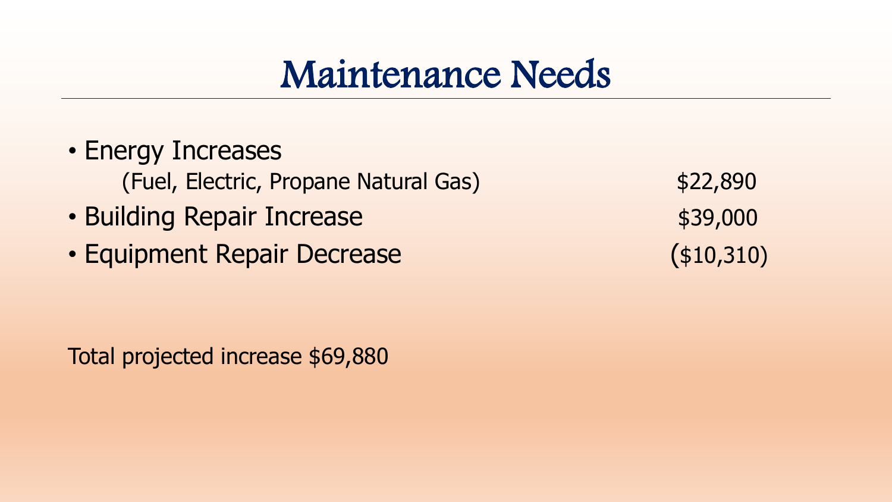# Maintenance Needs

- Energy Increases
  (Fuel, Electric, Propane Natural Gas) $22,890
- Building Repair Increase $39,000
- Equipment Repair Decrease ($10,310)

Total projected increase $69,880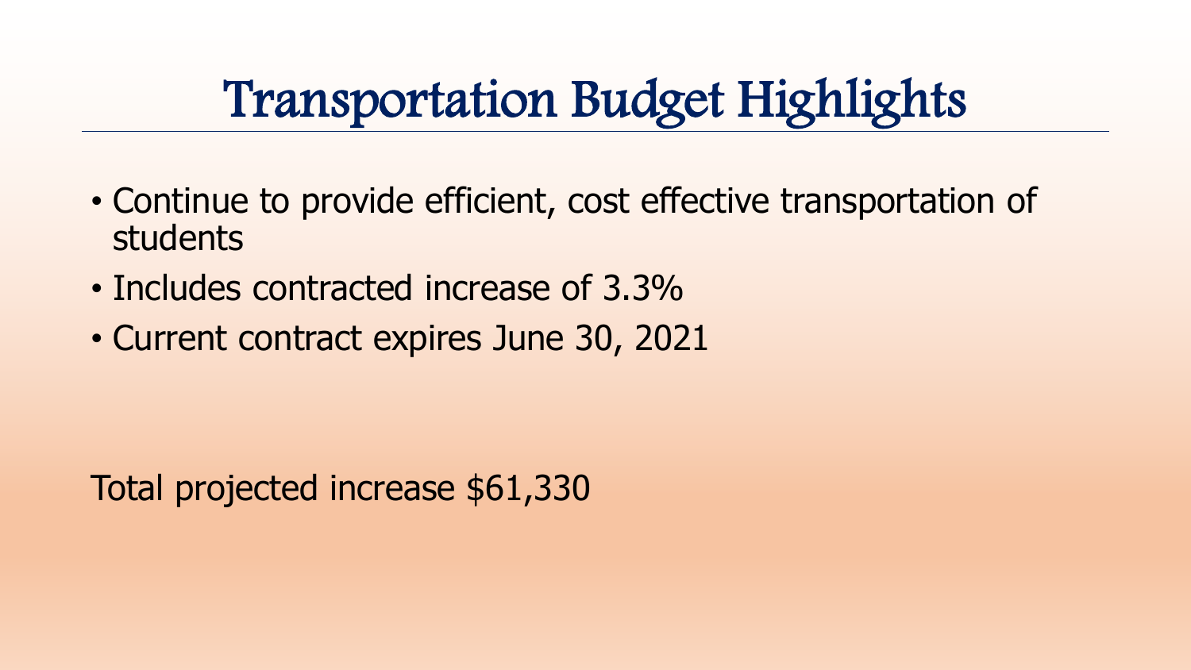# Transportation Budget Highlights

- Continue to provide efficient, cost effective transportation of students
- Includes contracted increase of 3.3%
- Current contract expires June 30, 2021

Total projected increase $61,330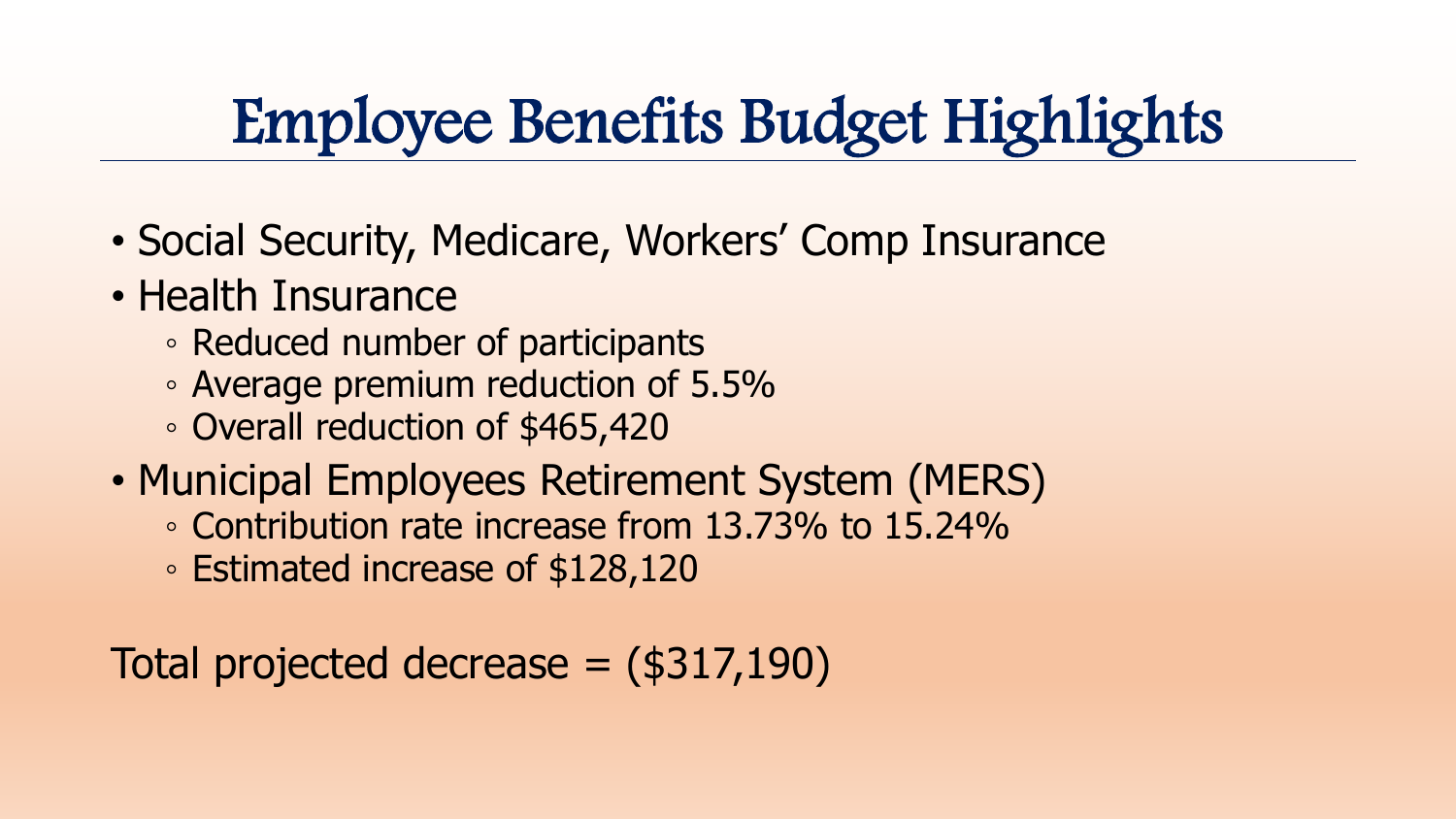# Employee Benefits Budget Highlights

- Social Security, Medicare, Workers' Comp Insurance
- Health Insurance
  - Reduced number of participants
  - Average premium reduction of 5.5%
  - Overall reduction of $465,420
- Municipal Employees Retirement System (MERS)
  - Contribution rate increase from 13.73% to 15.24%
  - Estimated increase of $128,120

Total projected decrease = ($317,190)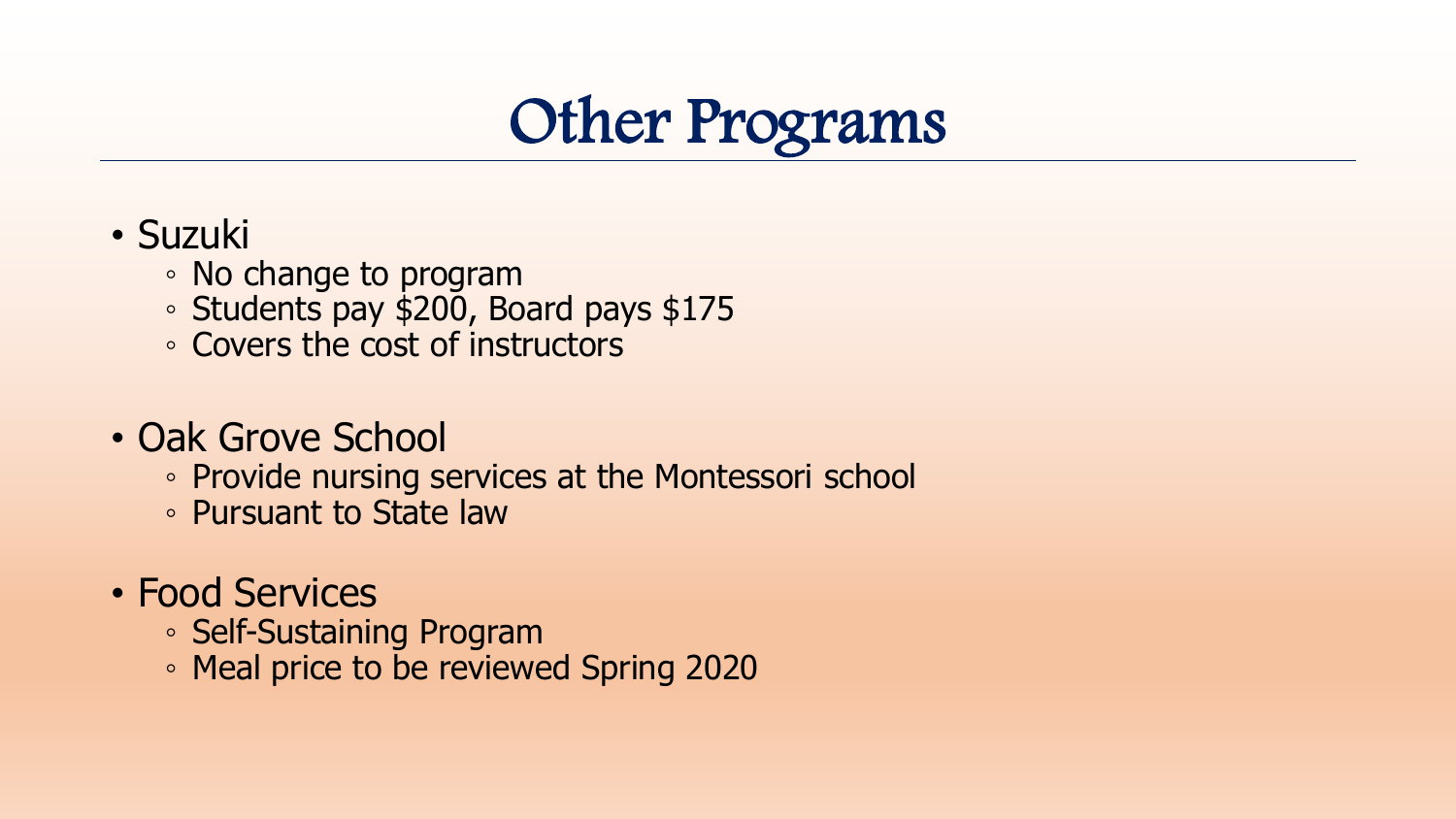# Other Programs

- Suzuki
  - No change to program
  - Students pay $200, Board pays $175
  - Covers the cost of instructors
- Oak Grove School
  - Provide nursing services at the Montessori school
  - Pursuant to State law
- Food Services
  - Self-Sustaining Program
  - Meal price to be reviewed Spring 2020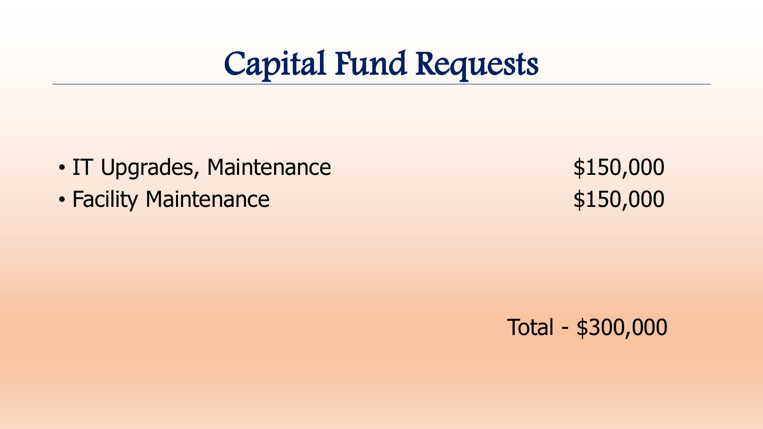# Capital Fund Requests

- IT Upgrades, Maintenance $150,000
- Facility Maintenance $150,000

Total - $300,000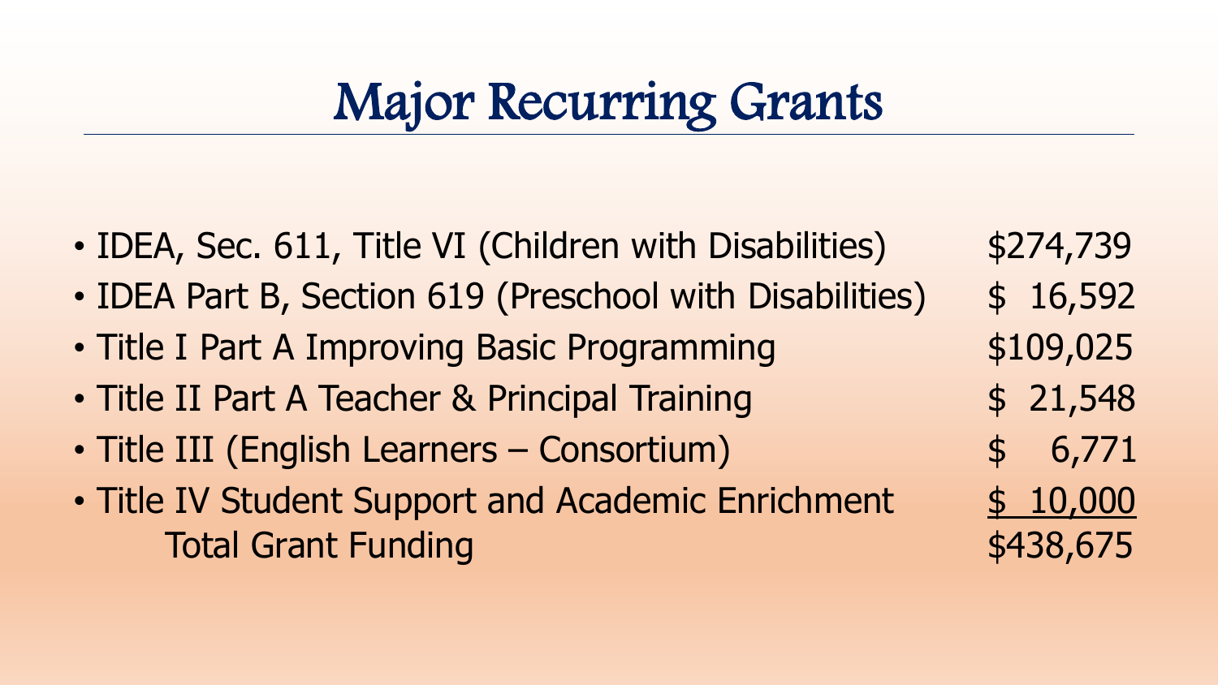# Major Recurring Grants

| Grant | Amount |
|---|---|
| IDEA, Sec. 611, Title VI (Children with Disabilities) | $274,739 |
| IDEA Part B, Section 619 (Preschool with Disabilities) | $ 16,592 |
| Title I Part A Improving Basic Programming | $109,025 |
| Title II Part A Teacher & Principal Training | $ 21,548 |
| Title III (English Learners – Consortium) | $ 6,771 |
| Title IV Student Support and Academic Enrichment | $ 10,000 |
| Total Grant Funding | $438,675 |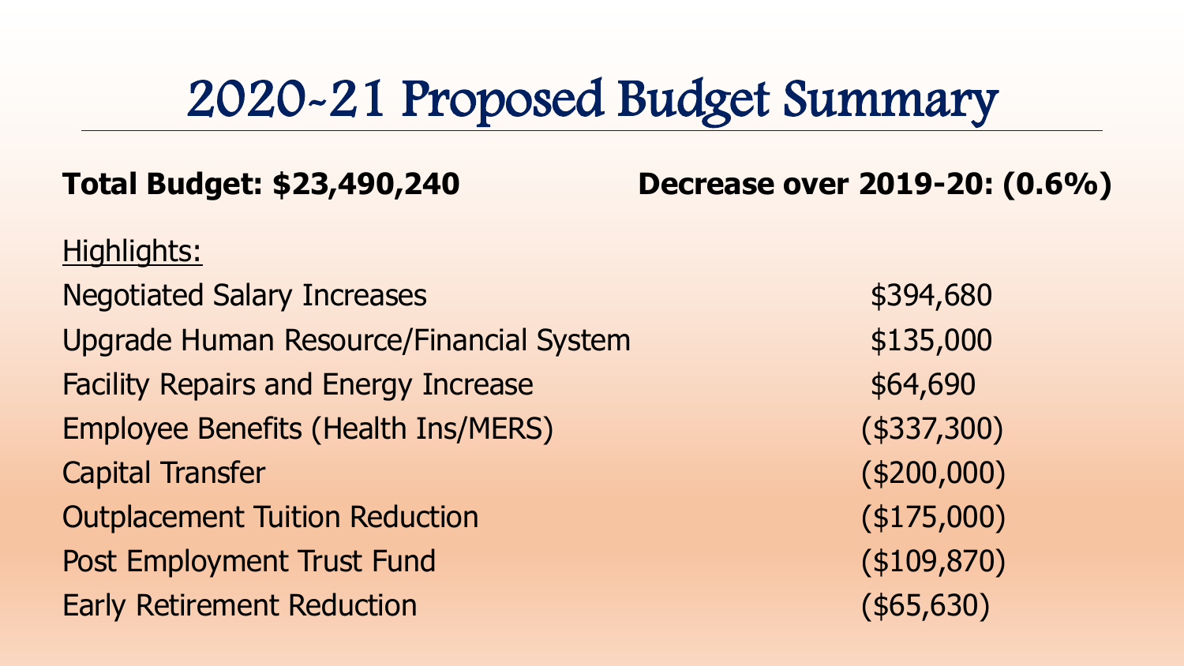# 2020-21 Proposed Budget Summary

**Total Budget: $23,490,240** **Decrease over 2019-20: (0.6%)**

Highlights:

| | |
|---|---|
| Negotiated Salary Increases | $394,680 |
| Upgrade Human Resource/Financial System | $135,000 |
| Facility Repairs and Energy Increase | $64,690 |
| Employee Benefits (Health Ins/MERS) | ($337,300) |
| Capital Transfer | ($200,000) |
| Outplacement Tuition Reduction | ($175,000) |
| Post Employment Trust Fund | ($109,870) |
| Early Retirement Reduction | ($65,630) |